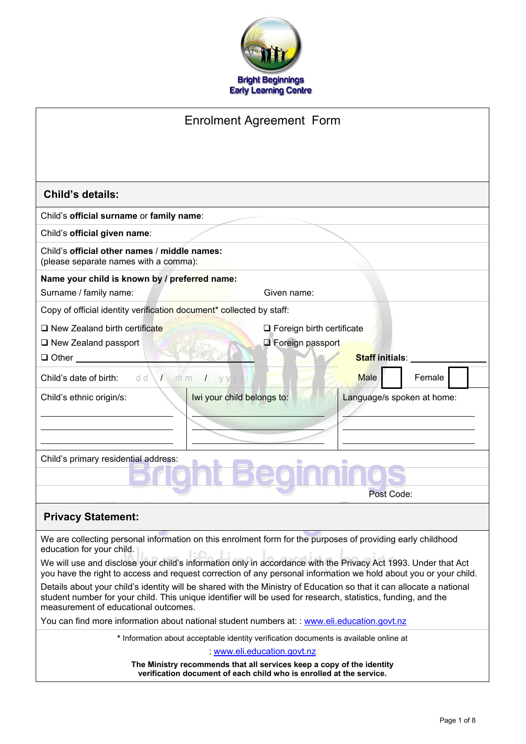Bright Beginnings
Early Learning Centre

# Enrolment Agreement Form

## Child's details:

Child's **official surname** or **family name**:

Child's **official given name**:

Child's **official other names** / **middle names:**
(please separate names with a comma):

**Name your child is known by / preferred name:**

Surname / family name: Given name:

Copy of official identity verification document* collected by staff:

❑ New Zealand birth certificate
❑ Foreign birth certificate
❑ New Zealand passport
❑ Foreign passport
❑ Other ____________________ **Staff initials**: ____________

Child's date of birth: dd / mm / yyyy  Male ☐  Female ☐

| Child's ethnic origin/s: | Iwi your child belongs to: | Language/s spoken at home: |
|---|---|---|
| | | |

Child's primary residential address:

Post Code:

## Privacy Statement:

We are collecting personal information on this enrolment form for the purposes of providing early childhood education for your child.

We will use and disclose your child's information only in accordance with the Privacy Act 1993. Under that Act you have the right to access and request correction of any personal information we hold about you or your child.

Details about your child's identity will be shared with the Ministry of Education so that it can allocate a national student number for your child. This unique identifier will be used for research, statistics, funding, and the measurement of educational outcomes.

You can find more information about national student numbers at: : www.eli.education.govt.nz

\* Information about acceptable identity verification documents is available online at : www.eli.education.govt.nz

**The Ministry recommends that all services keep a copy of the identity verification document of each child who is enrolled at the service.**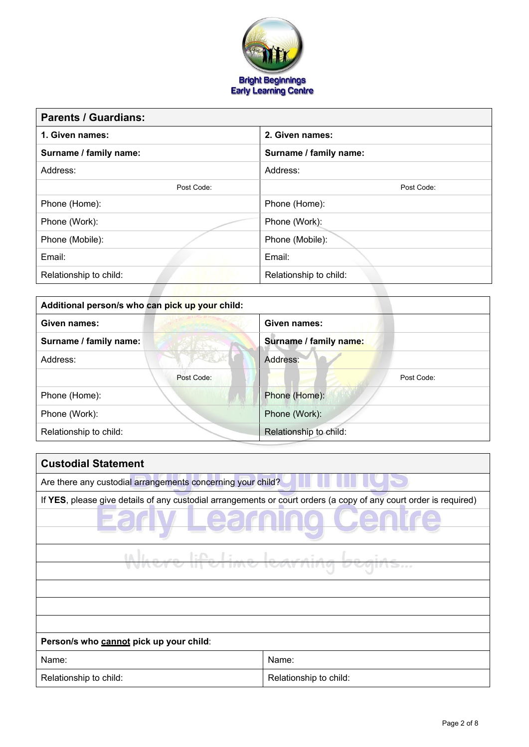Bright Beginnings
Early Learning Centre

| Parents / Guardians: | |
|---|---|
| **1. Given names:** | **2. Given names:** |
| **Surname / family name:** | **Surname / family name:** |
| Address: | Address: |
| Post Code: | Post Code: |
| Phone (Home): | Phone (Home): |
| Phone (Work): | Phone (Work): |
| Phone (Mobile): | Phone (Mobile): |
| Email: | Email: |
| Relationship to child: | Relationship to child: |

| Additional person/s who can pick up your child: | |
|---|---|
| **Given names:** | **Given names:** |
| **Surname / family name:** | **Surname / family name:** |
| Address: | Address: |
| Post Code: | Post Code: |
| Phone (Home): | Phone (Home): |
| Phone (Work): | Phone (Work): |
| Relationship to child: | Relationship to child: |

| Custodial Statement |
|---|
| Are there any custodial arrangements concerning your child? |
| If **YES**, please give details of any custodial arrangements or court orders (a copy of any court order is required) |
| |
| |
| |
| |
| |
| |
| |

| Person/s who <u>cannot</u> pick up your child: | |
|---|---|
| Name: | Name: |
| Relationship to child: | Relationship to child: |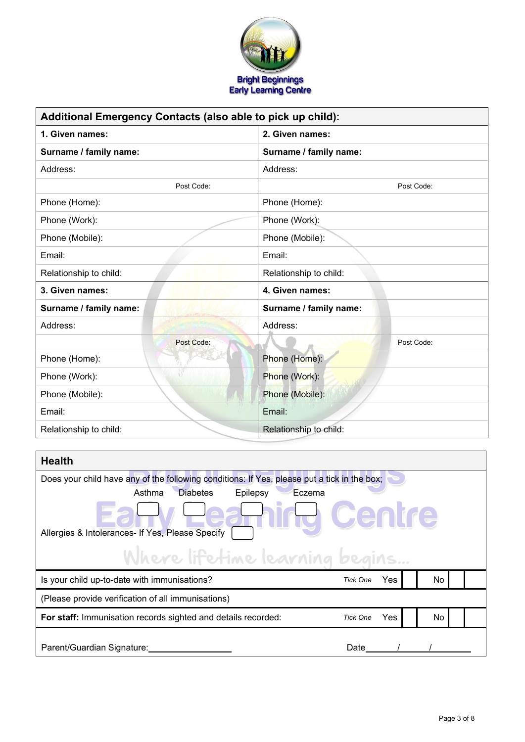Bright Beginnings
Early Learning Centre

| Additional Emergency Contacts (also able to pick up child): | |
|---|---|
| **1. Given names:** | **2. Given names:** |
| **Surname / family name:** | **Surname / family name:** |
| Address: | Address: |
| Post Code: | Post Code: |
| Phone (Home): | Phone (Home): |
| Phone (Work): | Phone (Work): |
| Phone (Mobile): | Phone (Mobile): |
| Email: | Email: |
| Relationship to child: | Relationship to child: |
| **3. Given names:** | **4. Given names:** |
| **Surname / family name:** | **Surname / family name:** |
| Address: | Address: |
| Post Code: | Post Code: |
| Phone (Home): | Phone (Home): |
| Phone (Work): | Phone (Work): |
| Phone (Mobile): | Phone (Mobile): |
| Email: | Email: |
| Relationship to child: | Relationship to child: |

## Health

Does your child have any of the following conditions: If Yes, please put a tick in the box;

| Asthma | Diabetes | Epilepsy | Eczema |
|---|---|---|---|
| ☐ | ☐ | ☐ | ☐ |

Allergies & Intolerances- If Yes, Please Specify ☐

| | | | | | |
|---|---|---|---|---|---|
| Is your child up-to-date with immunisations? | *Tick One* | Yes | | No | |
| (Please provide verification of all immunisations) | | | | | |
| **For staff:** Immunisation records sighted and details recorded: | *Tick One* | Yes | | No | |

Parent/Guardian Signature:\_\_\_\_\_\_\_\_\_\_\_\_\_\_\_\_\_\_ Date\_\_\_\_\_\_/\_\_\_\_\_\_/\_\_\_\_\_\_\_\_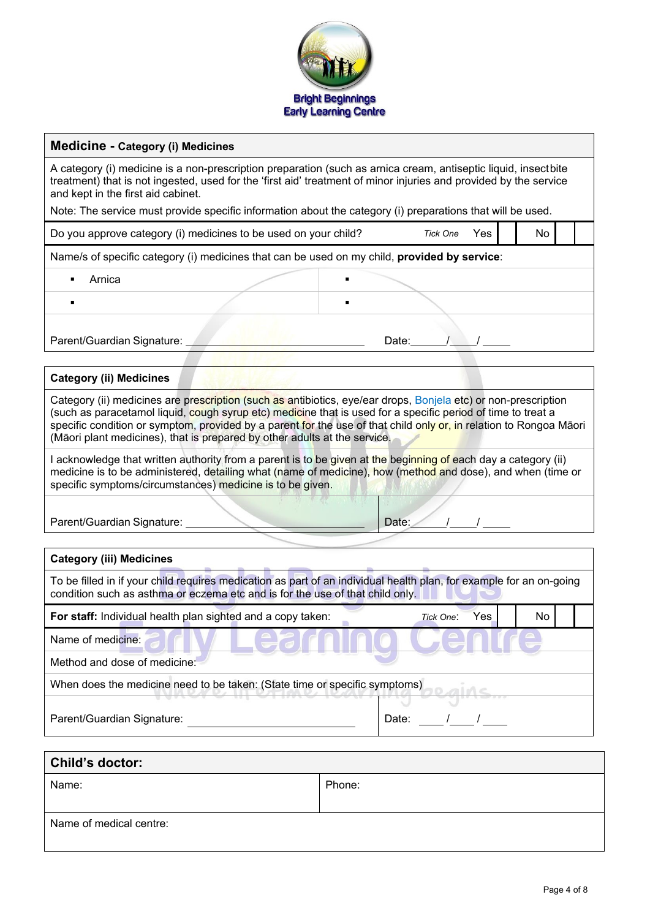**Bright Beginnings Early Learning Centre**

## Medicine - Category (i) Medicines

A category (i) medicine is a non-prescription preparation (such as arnica cream, antiseptic liquid, insectbite treatment) that is not ingested, used for the 'first aid' treatment of minor injuries and provided by the service and kept in the first aid cabinet.

Note: The service must provide specific information about the category (i) preparations that will be used.

| Do you approve category (i) medicines to be used on your child? | *Tick One* | Yes | | No | |
|---|---|---|---|---|---|

Name/s of specific category (i) medicines that can be used on my child, **provided by service**:

| | |
|---|---|
| ▪ Arnica | ▪ |
| ▪ | ▪ |

Parent/Guardian Signature: ______________________________ Date:_____/____/ ____

## Category (ii) Medicines

Category (ii) medicines are prescription (such as antibiotics, eye/ear drops, Bonjela etc) or non-prescription (such as paracetamol liquid, cough syrup etc) medicine that is used for a specific period of time to treat a specific condition or symptom, provided by a parent for the use of that child only or, in relation to Rongoa Māori (Māori plant medicines), that is prepared by other adults at the service.

I acknowledge that written authority from a parent is to be given at the beginning of each day a category (ii) medicine is to be administered, detailing what (name of medicine), how (method and dose), and when (time or specific symptoms/circumstances) medicine is to be given.

Parent/Guardian Signature: ______________________________ Date:_____/____/ ____

## Category (iii) Medicines

To be filled in if your child requires medication as part of an individual health plan, for example for an on-going condition such as asthma or eczema etc and is for the use of that child only.

| **For staff:** Individual health plan sighted and a copy taken: | *Tick One*: | Yes | | No | |
|---|---|---|---|---|---|

Name of medicine:

Method and dose of medicine:

When does the medicine need to be taken: (State time or specific symptoms)

Parent/Guardian Signature: ______________________________ Date: ____/____/ ____

## Child's doctor:

| Name: | Phone: |
|---|---|

Name of medical centre: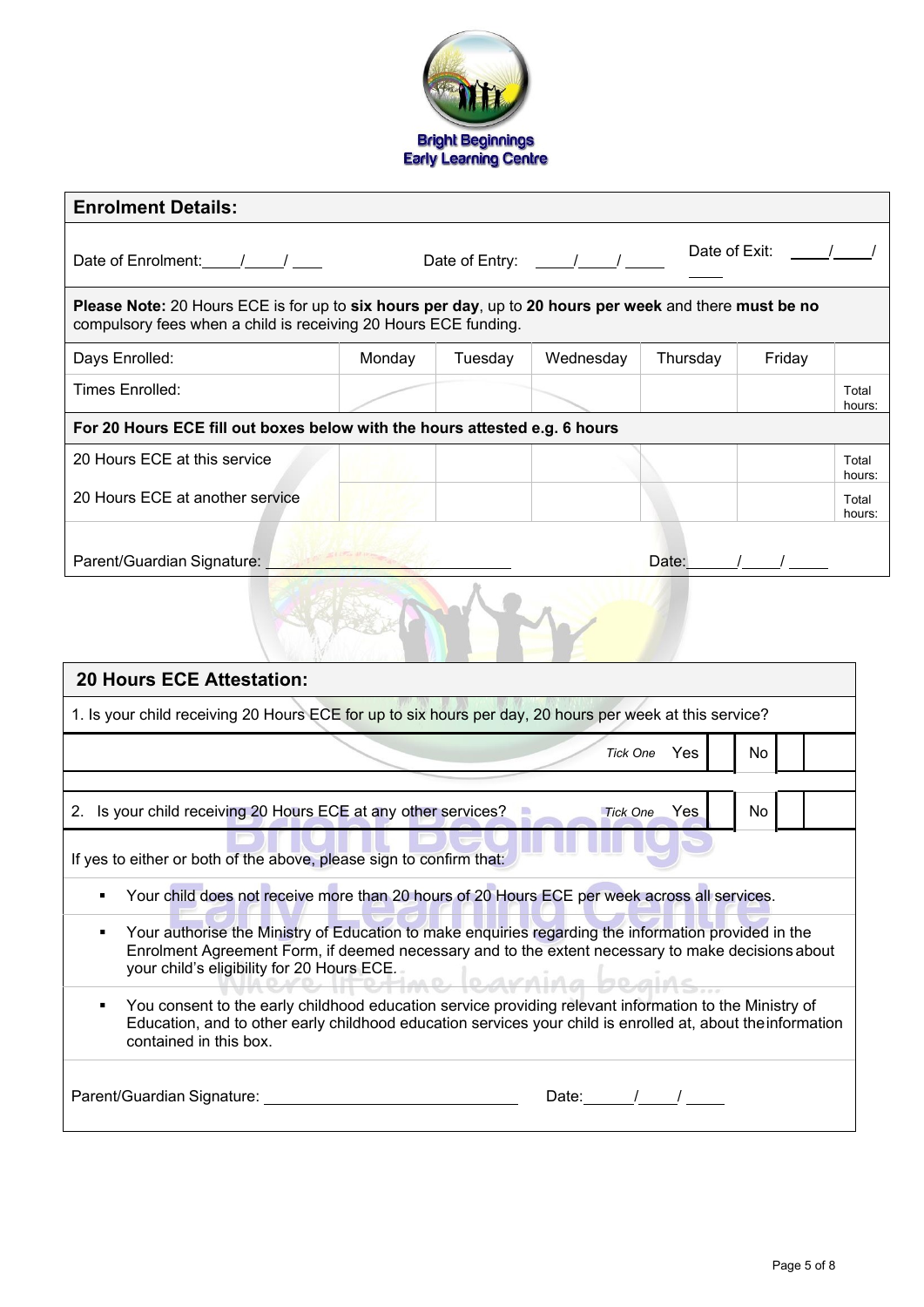Bright Beginnings
Early Learning Centre

## Enrolment Details:

Date of Enrolment:\_\_\_\_/\_\_\_\_/\_\_\_\_ Date of Entry: \_\_\_\_/\_\_\_\_/\_\_\_\_ Date of Exit: \_\_\_\_/\_\_\_\_/\_\_\_\_

**Please Note:** 20 Hours ECE is for up to **six hours per day**, up to **20 hours per week** and there **must be no** compulsory fees when a child is receiving 20 Hours ECE funding.

| Days Enrolled: | Monday | Tuesday | Wednesday | Thursday | Friday | |
|---|---|---|---|---|---|---|
| Times Enrolled: | | | | | | Total hours: |
| **For 20 Hours ECE fill out boxes below with the hours attested e.g. 6 hours** | | | | | | |
| 20 Hours ECE at this service | | | | | | Total hours: |
| 20 Hours ECE at another service | | | | | | Total hours: |

Parent/Guardian Signature: \_\_\_\_\_\_\_\_\_\_\_\_\_\_\_\_\_\_\_\_\_\_\_\_ Date:\_\_\_\_/\_\_\_\_/\_\_\_\_

## 20 Hours ECE Attestation:

1. Is your child receiving 20 Hours ECE for up to six hours per day, 20 hours per week at this service?

*Tick One* Yes ☐ No ☐

2. Is your child receiving 20 Hours ECE at any other services? *Tick One* Yes ☐ No ☐

If yes to either or both of the above, please sign to confirm that:

- Your child does not receive more than 20 hours of 20 Hours ECE per week across all services.
- Your authorise the Ministry of Education to make enquiries regarding the information provided in the Enrolment Agreement Form, if deemed necessary and to the extent necessary to make decisions about your child's eligibility for 20 Hours ECE.
- You consent to the early childhood education service providing relevant information to the Ministry of Education, and to other early childhood education services your child is enrolled at, about the information contained in this box.

Parent/Guardian Signature: \_\_\_\_\_\_\_\_\_\_\_\_\_\_\_\_\_\_\_\_\_\_\_\_ Date:\_\_\_\_/\_\_\_\_/\_\_\_\_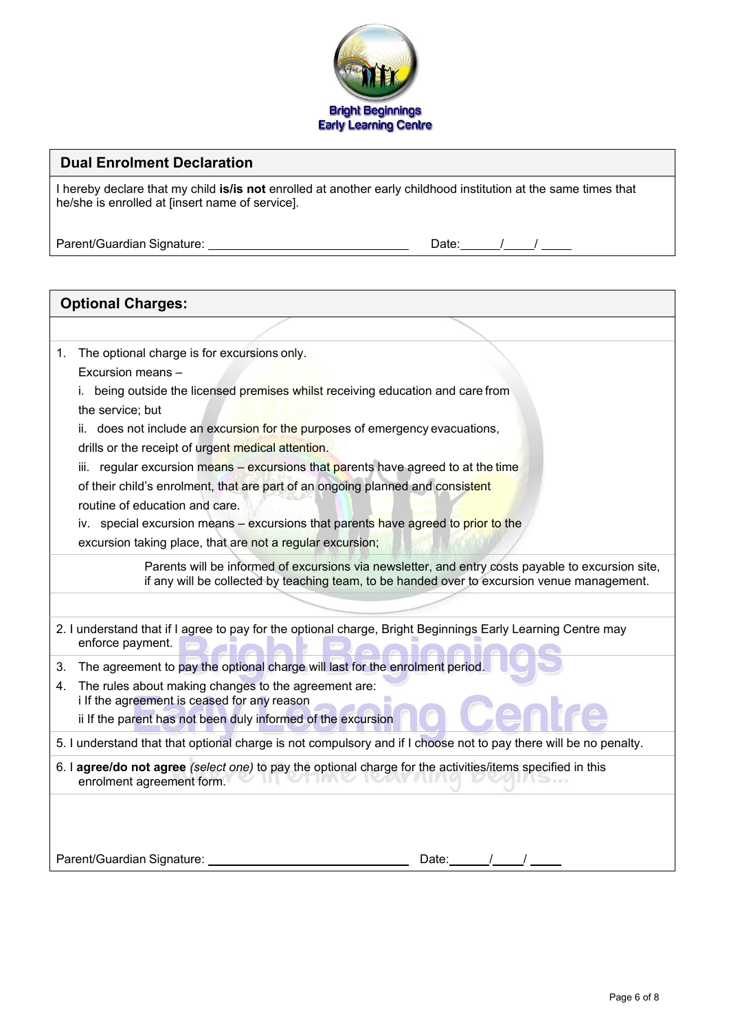Bright Beginnings
Early Learning Centre

## Dual Enrolment Declaration

I hereby declare that my child **is/is not** enrolled at another early childhood institution at the same times that he/she is enrolled at [insert name of service].

Parent/Guardian Signature: ______________________________ Date:______/_____/ _____

## Optional Charges:

1. The optional charge is for excursions only.

   Excursion means –

   i. being outside the licensed premises whilst receiving education and care from the service; but

   ii. does not include an excursion for the purposes of emergency evacuations, drills or the receipt of urgent medical attention.

   iii. regular excursion means – excursions that parents have agreed to at the time of their child's enrolment, that are part of an ongoing planned and consistent routine of education and care.

   iv. special excursion means – excursions that parents have agreed to prior to the excursion taking place, that are not a regular excursion;

   Parents will be informed of excursions via newsletter, and entry costs payable to excursion site, if any will be collected by teaching team, to be handed over to excursion venue management.

2. I understand that if I agree to pay for the optional charge, Bright Beginnings Early Learning Centre may enforce payment.
3. The agreement to pay the optional charge will last for the enrolment period.
4. The rules about making changes to the agreement are:
   i If the agreement is ceased for any reason
   ii If the parent has not been duly informed of the excursion
5. I understand that that optional charge is not compulsory and if I choose not to pay there will be no penalty.
6. I **agree/do not agree** *(select one)* to pay the optional charge for the activities/items specified in this enrolment agreement form.

Parent/Guardian Signature: ______________________________ Date:______/_____/ _____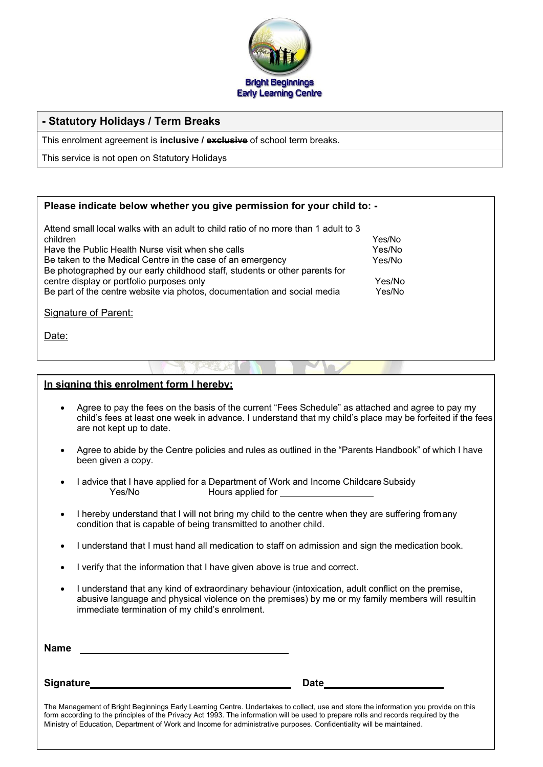Bright Beginnings
Early Learning Centre

## - Statutory Holidays / Term Breaks

This enrolment agreement is **inclusive / ~~exclusive~~** of school term breaks.

This service is not open on Statutory Holidays

**Please indicate below whether you give permission for your child to: -**

| | |
|---|---|
| Attend small local walks with an adult to child ratio of no more than 1 adult to 3 children | Yes/No |
| Have the Public Health Nurse visit when she calls | Yes/No |
| Be taken to the Medical Centre in the case of an emergency | Yes/No |
| Be photographed by our early childhood staff, students or other parents for centre display or portfolio purposes only | Yes/No |
| Be part of the centre website via photos, documentation and social media | Yes/No |

Signature of Parent:

Date:

**In signing this enrolment form I hereby:**

- Agree to pay the fees on the basis of the current "Fees Schedule" as attached and agree to pay my child's fees at least one week in advance. I understand that my child's place may be forfeited if the fees are not kept up to date.
- Agree to abide by the Centre policies and rules as outlined in the "Parents Handbook" of which I have been given a copy.
- I advice that I have applied for a Department of Work and Income Childcare Subsidy
  Yes/No Hours applied for ____________
- I hereby understand that I will not bring my child to the centre when they are suffering from any condition that is capable of being transmitted to another child.
- I understand that I must hand all medication to staff on admission and sign the medication book.
- I verify that the information that I have given above is true and correct.
- I understand that any kind of extraordinary behaviour (intoxication, adult conflict on the premise, abusive language and physical violence on the premises) by me or my family members will result in immediate termination of my child's enrolment.

**Name** ____________________

**Signature** ____________________ **Date** ____________________

The Management of Bright Beginnings Early Learning Centre. Undertakes to collect, use and store the information you provide on this form according to the principles of the Privacy Act 1993. The information will be used to prepare rolls and records required by the Ministry of Education, Department of Work and Income for administrative purposes. Confidentiality will be maintained.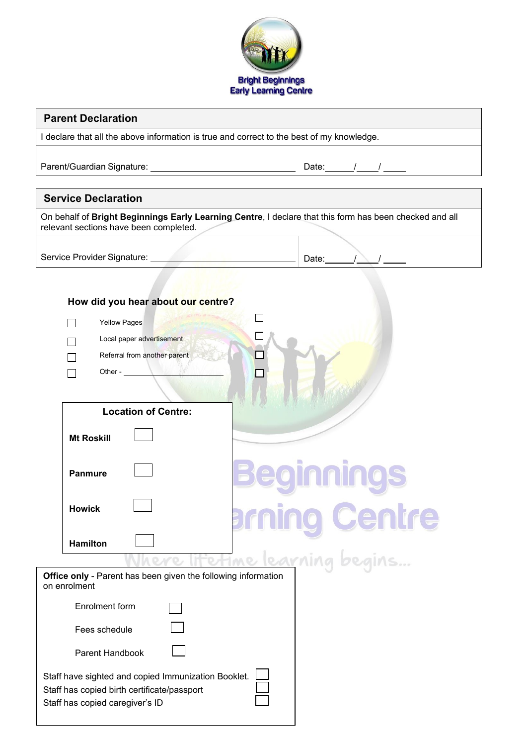Bright Beginnings
Early Learning Centre

## Parent Declaration

I declare that all the above information is true and correct to the best of my knowledge.

Parent/Guardian Signature: ______________________________ Date:_____/____/ ____

## Service Declaration

On behalf of **Bright Beginnings Early Learning Centre**, I declare that this form has been checked and all relevant sections have been completed.

Service Provider Signature: ______________________________ Date:_____/____/ ____

### How did you hear about our centre?

☐ Yellow Pages ☐

☐ Local paper advertisement ☐

☐ Referral from another parent ☐

☐ Other - ____________________ ☐

### Location of Centre:

**Mt Roskill** ☐

**Panmure** ☐

**Howick** ☐

**Hamilton** ☐

Bright Beginnings Early Learning Centre
Where lifetime learning begins...

**Office only** - Parent has been given the following information on enrolment

Enrolment form ☐

Fees schedule ☐

Parent Handbook ☐

Staff have sighted and copied Immunization Booklet. ☐

Staff has copied birth certificate/passport ☐

Staff has copied caregiver's ID ☐